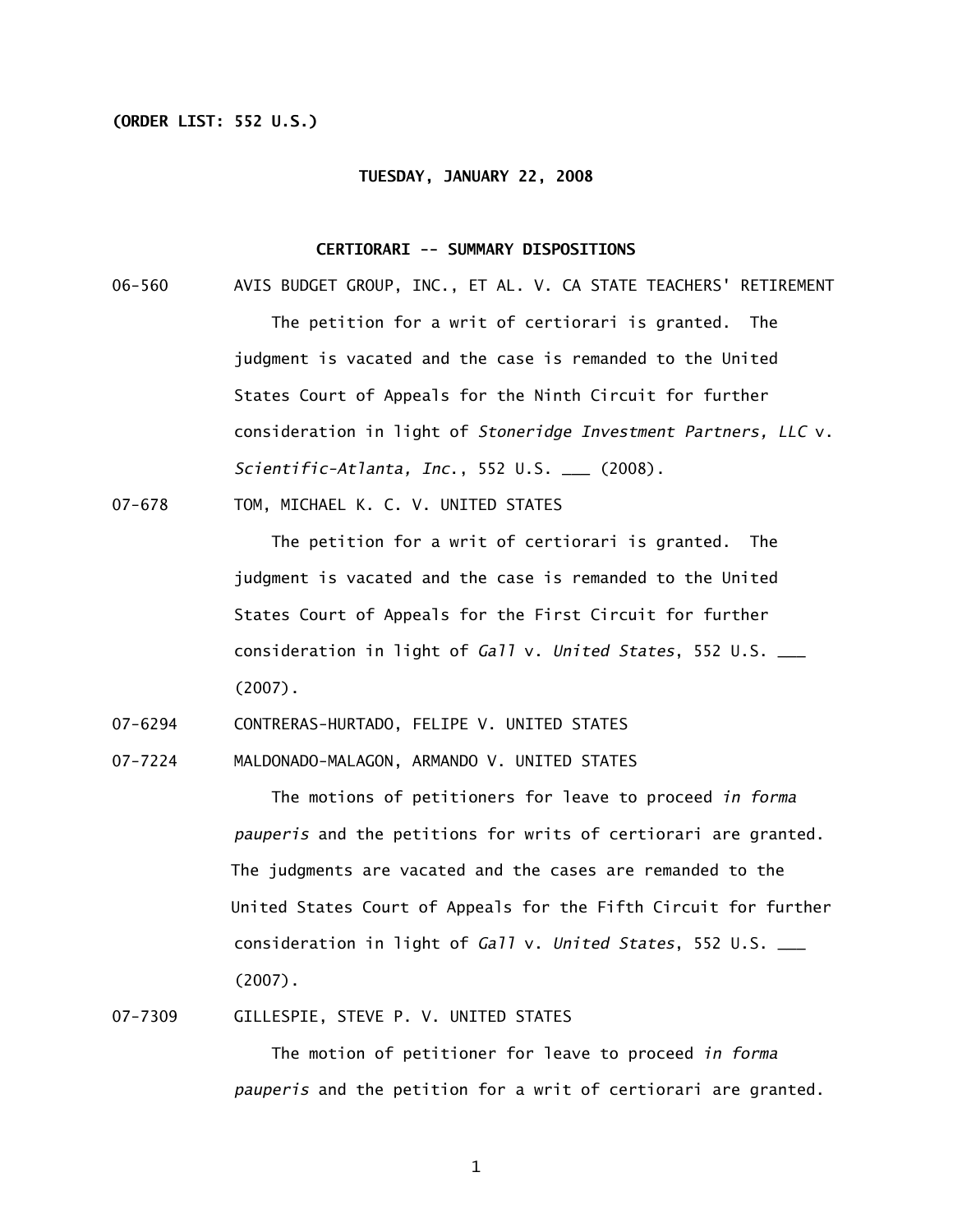**(ORDER LIST: 552 U.S.)**

**TUESDAY, JANUARY 22, 2008**

**CERTIORARI -- SUMMARY DISPOSITIONS**

06-560 AVIS BUDGET GROUP, INC., ET AL. V. CA STATE TEACHERS' RETIREMENT

The petition for a writ of certiorari is granted. The judgment is vacated and the case is remanded to the United States Court of Appeals for the Ninth Circuit for further consideration in light of *Stoneridge Investment Partners, LLC* v. *Scientific-Atlanta, Inc.*, 552 U.S. ___ (2008).

07-678 TOM, MICHAEL K. C. V. UNITED STATES

The petition for a writ of certiorari is granted. The judgment is vacated and the case is remanded to the United States Court of Appeals for the First Circuit for further consideration in light of *Gall* v. *United States*, 552 U.S. ___ (2007).

07-6294 CONTRERAS-HURTADO, FELIPE V. UNITED STATES

07-7224 MALDONADO-MALAGON, ARMANDO V. UNITED STATES

The motions of petitioners for leave to proceed *in forma pauperis* and the petitions for writs of certiorari are granted. The judgments are vacated and the cases are remanded to the United States Court of Appeals for the Fifth Circuit for further consideration in light of *Gall* v. *United States*, 552 U.S. ___ (2007).

07-7309 GILLESPIE, STEVE P. V. UNITED STATES

The motion of petitioner for leave to proceed *in forma pauperis* and the petition for a writ of certiorari are granted.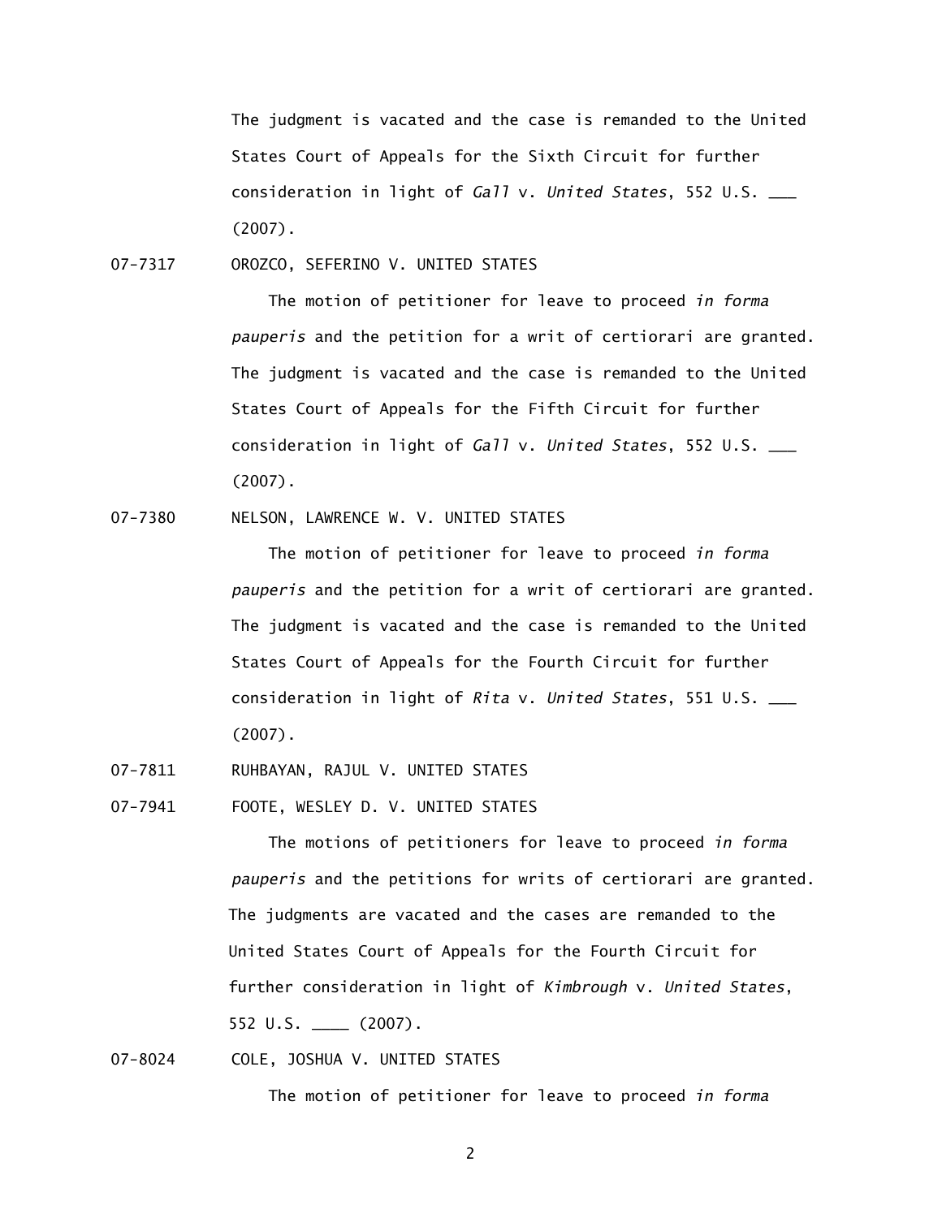The judgment is vacated and the case is remanded to the United States Court of Appeals for the Sixth Circuit for further consideration in light of *Gall* v. *United States*, 552 U.S. ___ (2007).

07-7317 OROZCO, SEFERINO V. UNITED STATES

The motion of petitioner for leave to proceed *in forma pauperis* and the petition for a writ of certiorari are granted. The judgment is vacated and the case is remanded to the United States Court of Appeals for the Fifth Circuit for further consideration in light of *Gall* v. *United States*, 552 U.S. ___ (2007).

07-7380 NELSON, LAWRENCE W. V. UNITED STATES

The motion of petitioner for leave to proceed *in forma pauperis* and the petition for a writ of certiorari are granted. The judgment is vacated and the case is remanded to the United States Court of Appeals for the Fourth Circuit for further consideration in light of *Rita* v. *United States*, 551 U.S. ___ (2007).

07-7811 RUHBAYAN, RAJUL V. UNITED STATES

07-7941 FOOTE, WESLEY D. V. UNITED STATES

The motions of petitioners for leave to proceed *in forma pauperis* and the petitions for writs of certiorari are granted. The judgments are vacated and the cases are remanded to the United States Court of Appeals for the Fourth Circuit for further consideration in light of *Kimbrough* v. *United States*, 552 U.S. ____ (2007).

07-8024 COLE, JOSHUA V. UNITED STATES

The motion of petitioner for leave to proceed *in forma*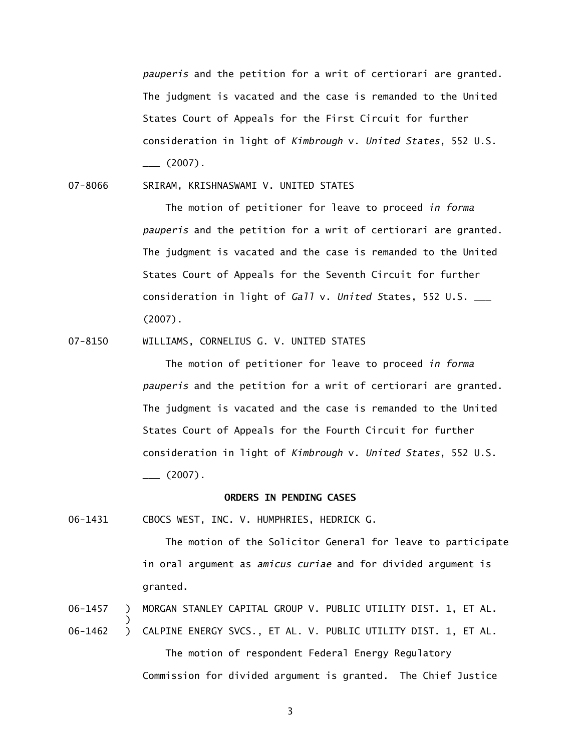*pauperis* and the petition for a writ of certiorari are granted. The judgment is vacated and the case is remanded to the United States Court of Appeals for the First Circuit for further consideration in light of *Kimbrough* v. *United States*, 552 U.S. ___ (2007).

07-8066 SRIRAM, KRISHNASWAMI V. UNITED STATES

The motion of petitioner for leave to proceed *in forma pauperis* and the petition for a writ of certiorari are granted. The judgment is vacated and the case is remanded to the United States Court of Appeals for the Seventh Circuit for further consideration in light of *Gall* v. *United S*tates, 552 U.S. ___ (2007).

07-8150 WILLIAMS, CORNELIUS G. V. UNITED STATES

The motion of petitioner for leave to proceed *in forma pauperis* and the petition for a writ of certiorari are granted. The judgment is vacated and the case is remanded to the United States Court of Appeals for the Fourth Circuit for further consideration in light of *Kimbrough* v. *United States*, 552 U.S. ___ (2007).

**ORDERS IN PENDING CASES**

06-1431 CBOCS WEST, INC. V. HUMPHRIES, HEDRICK G.

The motion of the Solicitor General for leave to participate in oral argument as *amicus curiae* and for divided argument is granted.

06-1457 ) MORGAN STANLEY CAPITAL GROUP V. PUBLIC UTILITY DIST. 1, ET AL.
)
06-1462 ) CALPINE ENERGY SVCS., ET AL. V. PUBLIC UTILITY DIST. 1, ET AL.

The motion of respondent Federal Energy Regulatory Commission for divided argument is granted. The Chief Justice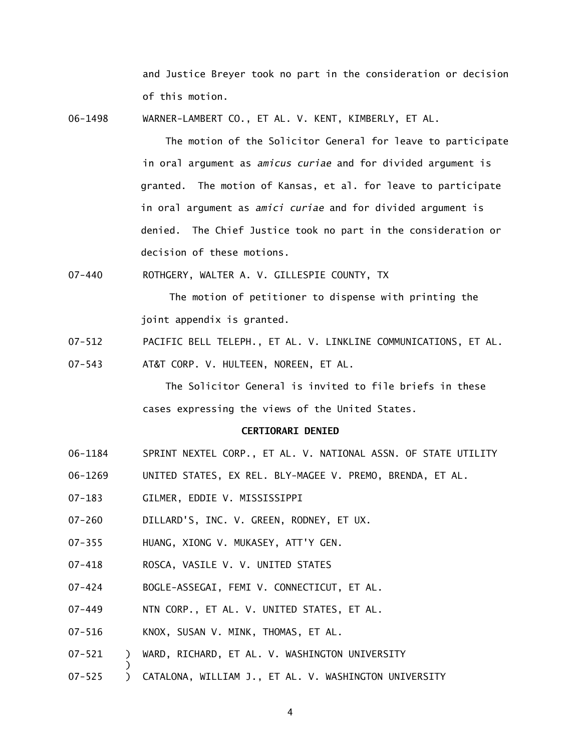and Justice Breyer took no part in the consideration or decision of this motion.

06-1498 WARNER-LAMBERT CO., ET AL. V. KENT, KIMBERLY, ET AL.

The motion of the Solicitor General for leave to participate in oral argument as *amicus curiae* and for divided argument is granted. The motion of Kansas, et al. for leave to participate in oral argument as *amici curiae* and for divided argument is denied. The Chief Justice took no part in the consideration or decision of these motions.

07-440 ROTHGERY, WALTER A. V. GILLESPIE COUNTY, TX

The motion of petitioner to dispense with printing the joint appendix is granted.

07-512 PACIFIC BELL TELEPH., ET AL. V. LINKLINE COMMUNICATIONS, ET AL.

07-543 AT&T CORP. V. HULTEEN, NOREEN, ET AL.

The Solicitor General is invited to file briefs in these cases expressing the views of the United States.

**CERTIORARI DENIED**

06-1184 SPRINT NEXTEL CORP., ET AL. V. NATIONAL ASSN. OF STATE UTILITY

06-1269 UNITED STATES, EX REL. BLY-MAGEE V. PREMO, BRENDA, ET AL.

07-183 GILMER, EDDIE V. MISSISSIPPI

07-260 DILLARD'S, INC. V. GREEN, RODNEY, ET UX.

07-355 HUANG, XIONG V. MUKASEY, ATT'Y GEN.

07-418 ROSCA, VASILE V. V. UNITED STATES

07-424 BOGLE-ASSEGAI, FEMI V. CONNECTICUT, ET AL.

07-449 NTN CORP., ET AL. V. UNITED STATES, ET AL.

07-516 KNOX, SUSAN V. MINK, THOMAS, ET AL.

07-521 ) WARD, RICHARD, ET AL. V. WASHINGTON UNIVERSITY
)
07-525 ) CATALONA, WILLIAM J., ET AL. V. WASHINGTON UNIVERSITY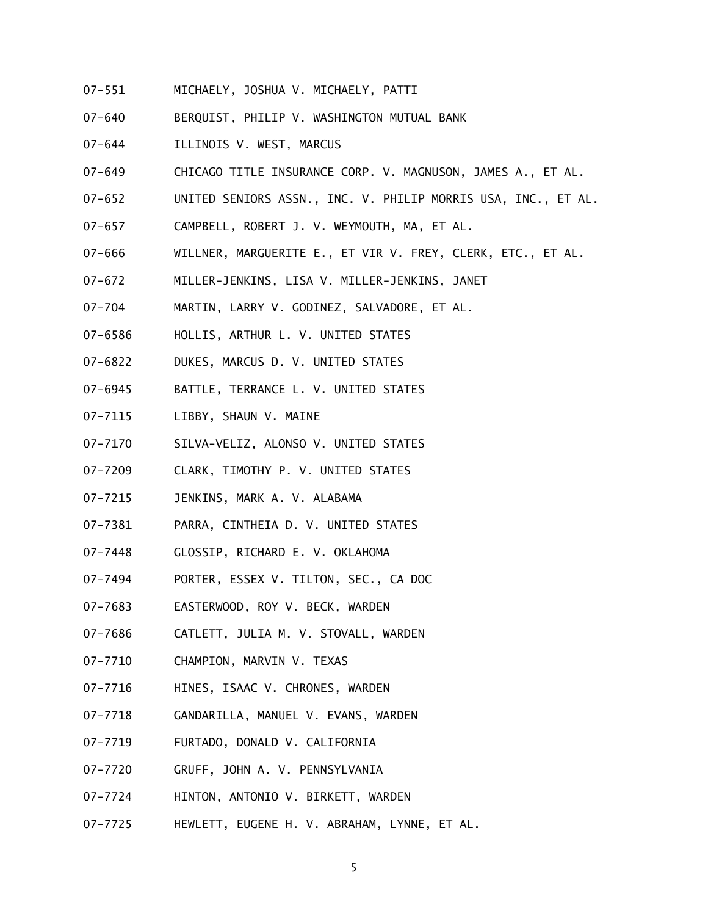07-551 MICHAELY, JOSHUA V. MICHAELY, PATTI

07-640 BERQUIST, PHILIP V. WASHINGTON MUTUAL BANK

07-644 ILLINOIS V. WEST, MARCUS

07-649 CHICAGO TITLE INSURANCE CORP. V. MAGNUSON, JAMES A., ET AL.

07-652 UNITED SENIORS ASSN., INC. V. PHILIP MORRIS USA, INC., ET AL.

07-657 CAMPBELL, ROBERT J. V. WEYMOUTH, MA, ET AL.

07-666 WILLNER, MARGUERITE E., ET VIR V. FREY, CLERK, ETC., ET AL.

07-672 MILLER-JENKINS, LISA V. MILLER-JENKINS, JANET

07-704 MARTIN, LARRY V. GODINEZ, SALVADORE, ET AL.

07-6586 HOLLIS, ARTHUR L. V. UNITED STATES

07-6822 DUKES, MARCUS D. V. UNITED STATES

07-6945 BATTLE, TERRANCE L. V. UNITED STATES

07-7115 LIBBY, SHAUN V. MAINE

07-7170 SILVA-VELIZ, ALONSO V. UNITED STATES

07-7209 CLARK, TIMOTHY P. V. UNITED STATES

07-7215 JENKINS, MARK A. V. ALABAMA

07-7381 PARRA, CINTHEIA D. V. UNITED STATES

07-7448 GLOSSIP, RICHARD E. V. OKLAHOMA

07-7494 PORTER, ESSEX V. TILTON, SEC., CA DOC

07-7683 EASTERWOOD, ROY V. BECK, WARDEN

07-7686 CATLETT, JULIA M. V. STOVALL, WARDEN

07-7710 CHAMPION, MARVIN V. TEXAS

07-7716 HINES, ISAAC V. CHRONES, WARDEN

07-7718 GANDARILLA, MANUEL V. EVANS, WARDEN

07-7719 FURTADO, DONALD V. CALIFORNIA

07-7720 GRUFF, JOHN A. V. PENNSYLVANIA

07-7724 HINTON, ANTONIO V. BIRKETT, WARDEN

07-7725 HEWLETT, EUGENE H. V. ABRAHAM, LYNNE, ET AL.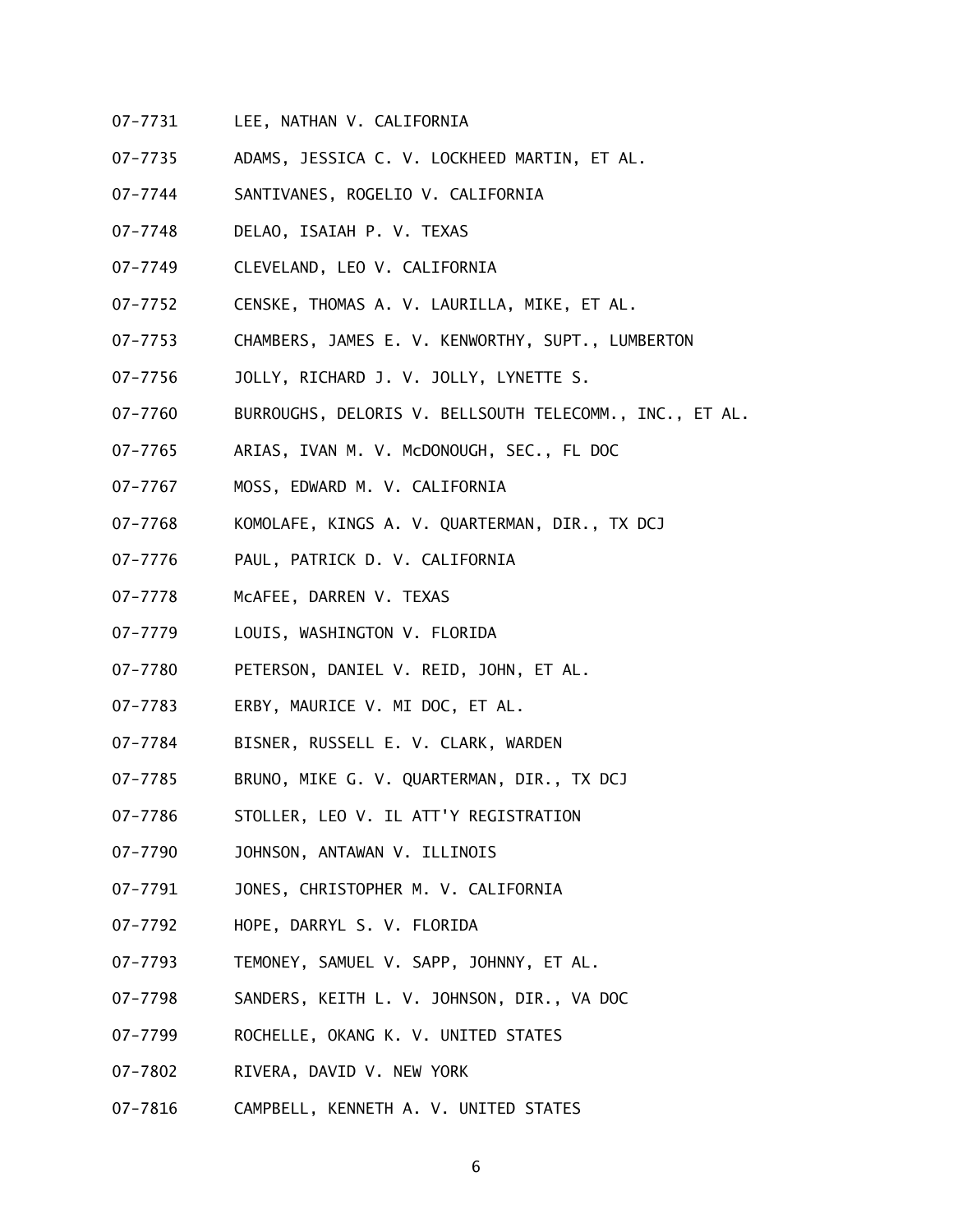07-7731 LEE, NATHAN V. CALIFORNIA

07-7735 ADAMS, JESSICA C. V. LOCKHEED MARTIN, ET AL.

07-7744 SANTIVANES, ROGELIO V. CALIFORNIA

07-7748 DELAO, ISAIAH P. V. TEXAS

07-7749 CLEVELAND, LEO V. CALIFORNIA

07-7752 CENSKE, THOMAS A. V. LAURILLA, MIKE, ET AL.

07-7753 CHAMBERS, JAMES E. V. KENWORTHY, SUPT., LUMBERTON

07-7756 JOLLY, RICHARD J. V. JOLLY, LYNETTE S.

07-7760 BURROUGHS, DELORIS V. BELLSOUTH TELECOMM., INC., ET AL.

07-7765 ARIAS, IVAN M. V. McDONOUGH, SEC., FL DOC

07-7767 MOSS, EDWARD M. V. CALIFORNIA

07-7768 KOMOLAFE, KINGS A. V. QUARTERMAN, DIR., TX DCJ

07-7776 PAUL, PATRICK D. V. CALIFORNIA

07-7778 McAFEE, DARREN V. TEXAS

07-7779 LOUIS, WASHINGTON V. FLORIDA

07-7780 PETERSON, DANIEL V. REID, JOHN, ET AL.

07-7783 ERBY, MAURICE V. MI DOC, ET AL.

07-7784 BISNER, RUSSELL E. V. CLARK, WARDEN

07-7785 BRUNO, MIKE G. V. QUARTERMAN, DIR., TX DCJ

07-7786 STOLLER, LEO V. IL ATT'Y REGISTRATION

07-7790 JOHNSON, ANTAWAN V. ILLINOIS

07-7791 JONES, CHRISTOPHER M. V. CALIFORNIA

07-7792 HOPE, DARRYL S. V. FLORIDA

07-7793 TEMONEY, SAMUEL V. SAPP, JOHNNY, ET AL.

07-7798 SANDERS, KEITH L. V. JOHNSON, DIR., VA DOC

07-7799 ROCHELLE, OKANG K. V. UNITED STATES

07-7802 RIVERA, DAVID V. NEW YORK

07-7816 CAMPBELL, KENNETH A. V. UNITED STATES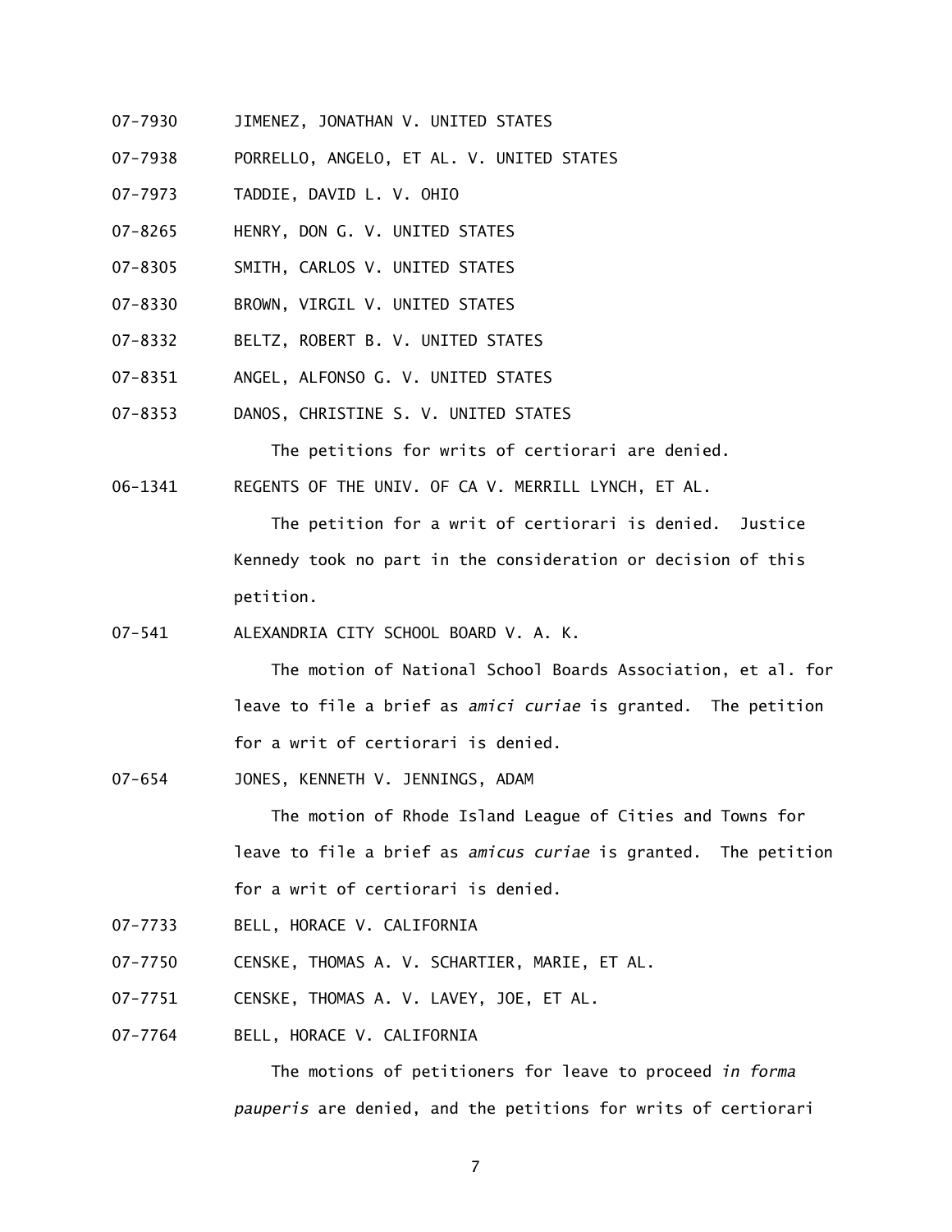07-7930 JIMENEZ, JONATHAN V. UNITED STATES

07-7938 PORRELLO, ANGELO, ET AL. V. UNITED STATES

07-7973 TADDIE, DAVID L. V. OHIO

07-8265 HENRY, DON G. V. UNITED STATES

07-8305 SMITH, CARLOS V. UNITED STATES

07-8330 BROWN, VIRGIL V. UNITED STATES

07-8332 BELTZ, ROBERT B. V. UNITED STATES

07-8351 ANGEL, ALFONSO G. V. UNITED STATES

07-8353 DANOS, CHRISTINE S. V. UNITED STATES

The petitions for writs of certiorari are denied.

06-1341 REGENTS OF THE UNIV. OF CA V. MERRILL LYNCH, ET AL.

The petition for a writ of certiorari is denied. Justice Kennedy took no part in the consideration or decision of this petition.

07-541 ALEXANDRIA CITY SCHOOL BOARD V. A. K.

The motion of National School Boards Association, et al. for leave to file a brief as *amici curiae* is granted. The petition for a writ of certiorari is denied.

07-654 JONES, KENNETH V. JENNINGS, ADAM

The motion of Rhode Island League of Cities and Towns for leave to file a brief as *amicus curiae* is granted. The petition for a writ of certiorari is denied.

07-7733 BELL, HORACE V. CALIFORNIA

07-7750 CENSKE, THOMAS A. V. SCHARTIER, MARIE, ET AL.

07-7751 CENSKE, THOMAS A. V. LAVEY, JOE, ET AL.

07-7764 BELL, HORACE V. CALIFORNIA

The motions of petitioners for leave to proceed *in forma pauperis* are denied, and the petitions for writs of certiorari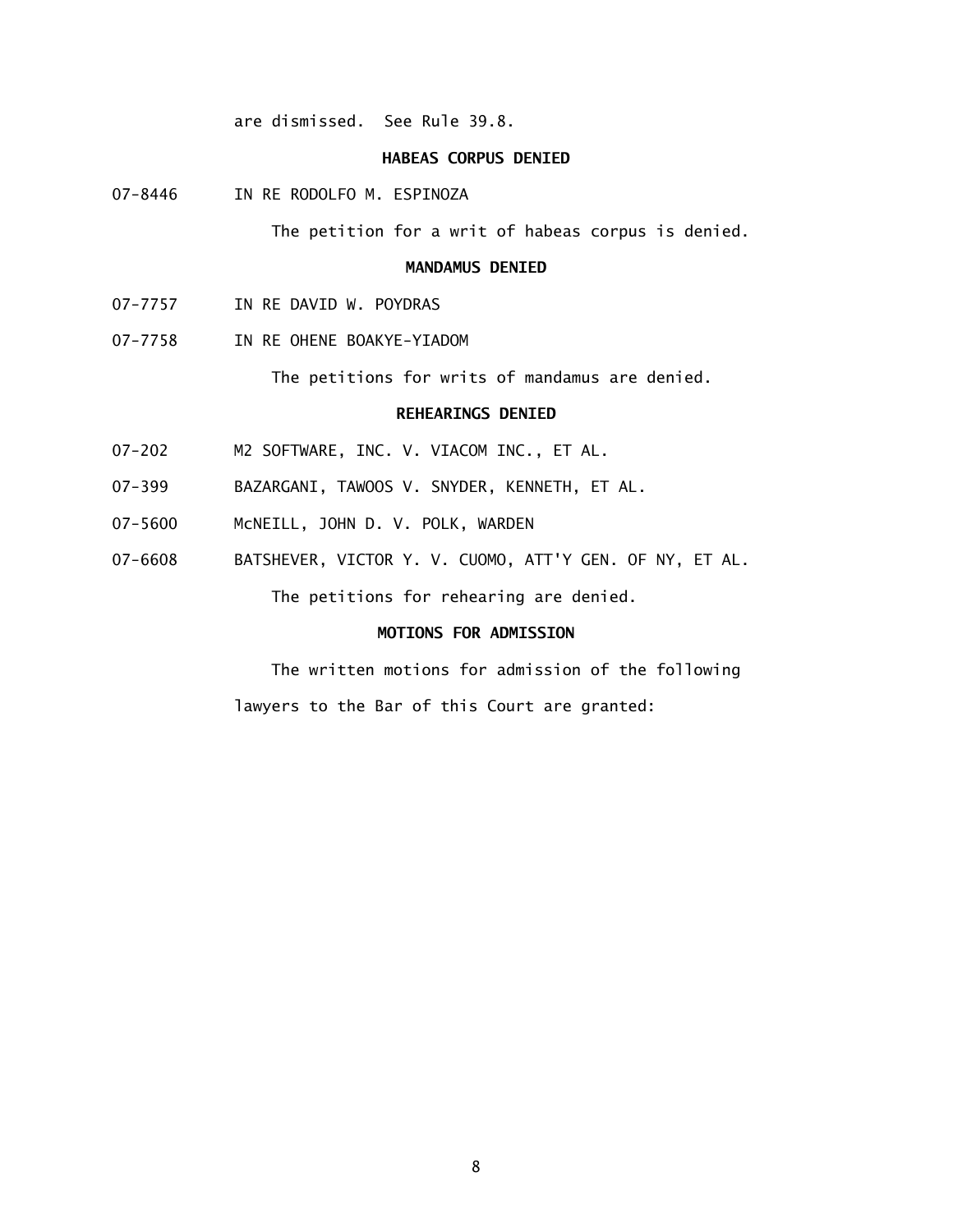are dismissed. See Rule 39.8.

**HABEAS CORPUS DENIED**

07-8446 IN RE RODOLFO M. ESPINOZA

The petition for a writ of habeas corpus is denied.

**MANDAMUS DENIED**

07-7757 IN RE DAVID W. POYDRAS

07-7758 IN RE OHENE BOAKYE-YIADOM

The petitions for writs of mandamus are denied.

**REHEARINGS DENIED**

07-202 M2 SOFTWARE, INC. V. VIACOM INC., ET AL.

07-399 BAZARGANI, TAWOOS V. SNYDER, KENNETH, ET AL.

07-5600 McNEILL, JOHN D. V. POLK, WARDEN

07-6608 BATSHEVER, VICTOR Y. V. CUOMO, ATT'Y GEN. OF NY, ET AL.

The petitions for rehearing are denied.

**MOTIONS FOR ADMISSION**

The written motions for admission of the following lawyers to the Bar of this Court are granted: